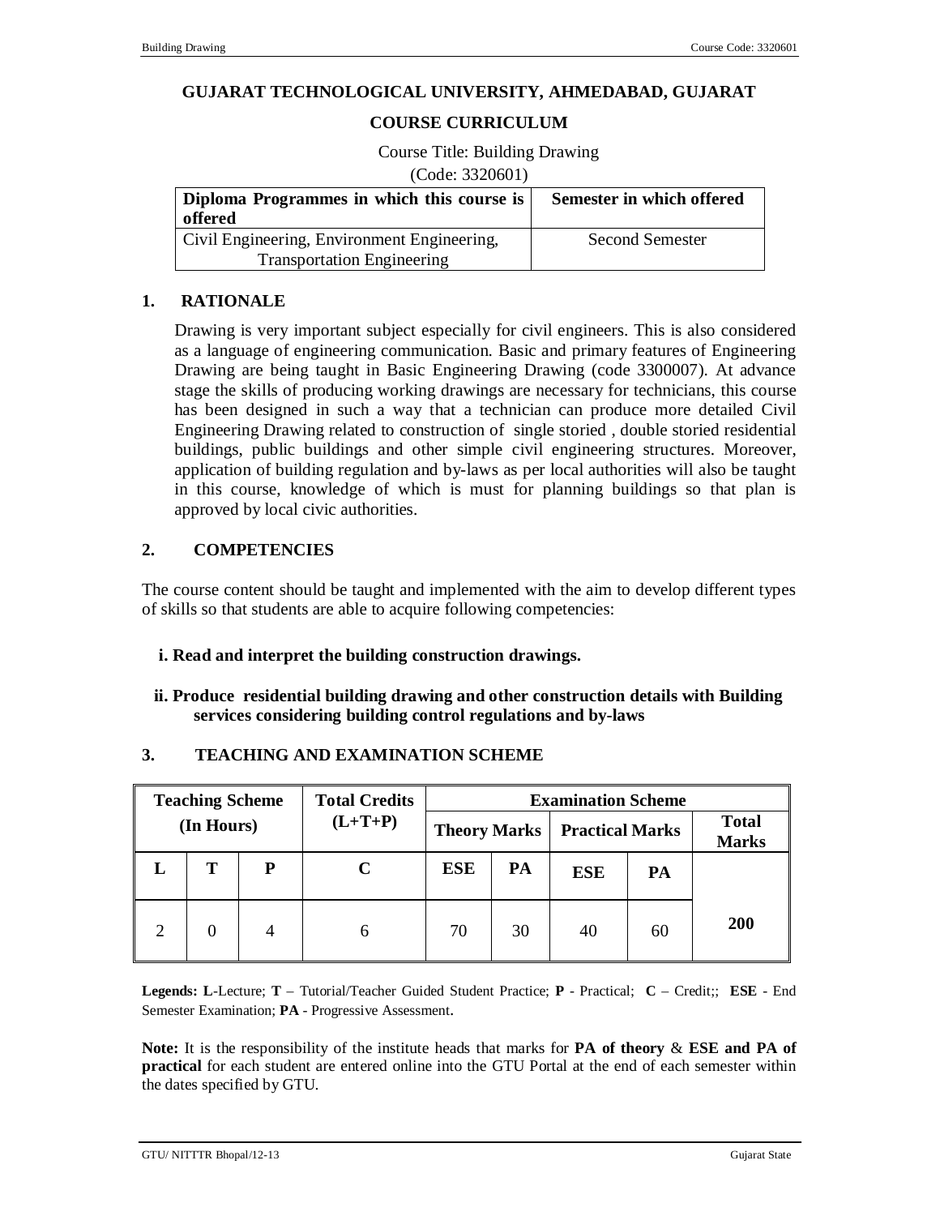# GUJARAT TECHNOLOGICAL UNIVERSITY, AHMEDABAD, GUJARAT

## COURSE CURRICULUM

Course Title: Building Drawing

(Code: 3320601)

| Diploma Programmes in which this course is offered | Semester in which offered |
|---|---|
| Civil Engineering, Environment Engineering, Transportation Engineering | Second Semester |

## 1. RATIONALE

Drawing is very important subject especially for civil engineers. This is also considered as a language of engineering communication. Basic and primary features of Engineering Drawing are being taught in Basic Engineering Drawing (code 3300007). At advance stage the skills of producing working drawings are necessary for technicians, this course has been designed in such a way that a technician can produce more detailed Civil Engineering Drawing related to construction of single storied , double storied residential buildings, public buildings and other simple civil engineering structures. Moreover, application of building regulation and by-laws as per local authorities will also be taught in this course, knowledge of which is must for planning buildings so that plan is approved by local civic authorities.

## 2. COMPETENCIES

The course content should be taught and implemented with the aim to develop different types of skills so that students are able to acquire following competencies:

**i. Read and interpret the building construction drawings.**

**ii. Produce residential building drawing and other construction details with Building services considering building control regulations and by-laws**

## 3. TEACHING AND EXAMINATION SCHEME

| Teaching Scheme (In Hours) | | | Total Credits (L+T+P) | Examination Scheme | | | | |
|---|---|---|---|---|---|---|---|---|
| | | | | Theory Marks | | Practical Marks | | Total Marks |
| L | T | P | C | ESE | PA | ESE | PA | |
| 2 | 0 | 4 | 6 | 70 | 30 | 40 | 60 | **200** |

**Legends: L**-Lecture; **T** – Tutorial/Teacher Guided Student Practice; **P** - Practical; **C** – Credit;; **ESE** - End Semester Examination; **PA** - Progressive Assessment.

**Note:** It is the responsibility of the institute heads that marks for **PA of theory** & **ESE and PA of practical** for each student are entered online into the GTU Portal at the end of each semester within the dates specified by GTU.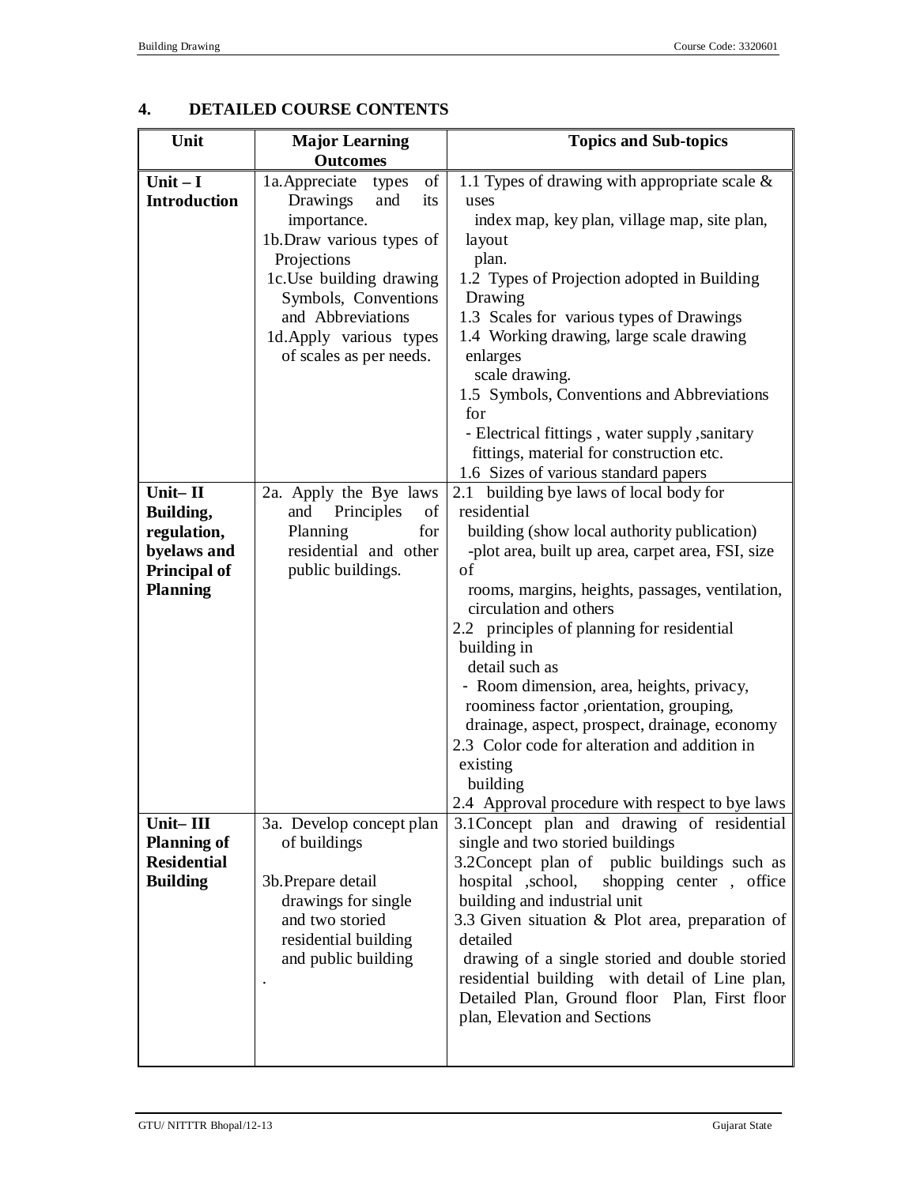## 4. DETAILED COURSE CONTENTS

| Unit | Major Learning Outcomes | Topics and Sub-topics |
|---|---|---|
| **Unit – I Introduction** | 1a.Appreciate types of Drawings and its importance.<br>1b.Draw various types of Projections<br>1c.Use building drawing Symbols, Conventions and Abbreviations<br>1d.Apply various types of scales as per needs. | 1.1 Types of drawing with appropriate scale & uses<br>index map, key plan, village map, site plan, layout plan.<br>1.2 Types of Projection adopted in Building Drawing<br>1.3 Scales for various types of Drawings<br>1.4 Working drawing, large scale drawing enlarges scale drawing.<br>1.5 Symbols, Conventions and Abbreviations for<br>- Electrical fittings , water supply ,sanitary fittings, material for construction etc.<br>1.6 Sizes of various standard papers |
| **Unit– II Building, regulation, byelaws and Principal of Planning** | 2a. Apply the Bye laws and Principles of Planning for residential and other public buildings. | 2.1 building bye laws of local body for residential building (show local authority publication)<br>-plot area, built up area, carpet area, FSI, size of rooms, margins, heights, passages, ventilation, circulation and others<br>2.2 principles of planning for residential building in detail such as<br>- Room dimension, area, heights, privacy, roominess factor ,orientation, grouping, drainage, aspect, prospect, drainage, economy<br>2.3 Color code for alteration and addition in existing building<br>2.4 Approval procedure with respect to bye laws |
| **Unit– III Planning of Residential Building** | 3a. Develop concept plan of buildings<br><br>3b.Prepare detail drawings for single and two storied residential building and public building<br>. | 3.1Concept plan and drawing of residential single and two storied buildings<br>3.2Concept plan of public buildings such as hospital ,school, shopping center , office building and industrial unit<br>3.3 Given situation & Plot area, preparation of detailed drawing of a single storied and double storied residential building with detail of Line plan, Detailed Plan, Ground floor Plan, First floor plan, Elevation and Sections |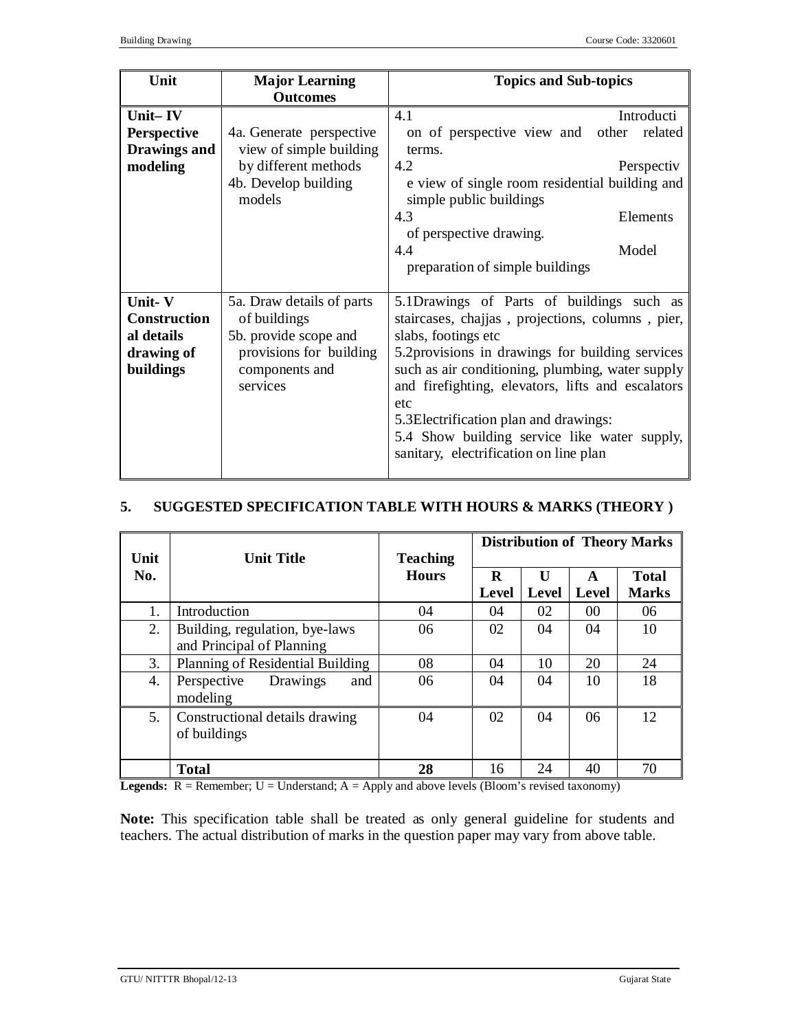| Unit | Major Learning Outcomes | Topics and Sub-topics |
|---|---|---|
| **Unit– IV Perspective Drawings and modeling** | 4a. Generate perspective view of simple building by different methods<br>4b. Develop building models | 4.1 Introduction of perspective view and other related terms.<br>4.2 Perspective view of single room residential building and simple public buildings<br>4.3 Elements of perspective drawing.<br>4.4 Model preparation of simple buildings |
| **Unit- V Constructional details drawing of buildings** | 5a. Draw details of parts of buildings<br>5b. provide scope and provisions for building components and services | 5.1Drawings of Parts of buildings such as staircases, chajjas , projections, columns , pier, slabs, footings etc<br>5.2provisions in drawings for building services such as air conditioning, plumbing, water supply and firefighting, elevators, lifts and escalators etc<br>5.3Electrification plan and drawings:<br>5.4 Show building service like water supply, sanitary, electrification on line plan |

## 5. SUGGESTED SPECIFICATION TABLE WITH HOURS & MARKS (THEORY )

| Unit No. | Unit Title | Teaching Hours | Distribution of Theory Marks | | | |
|---|---|---|---|---|---|---|
| | | | R Level | U Level | A Level | Total Marks |
| 1. | Introduction | 04 | 04 | 02 | 00 | 06 |
| 2. | Building, regulation, bye-laws and Principal of Planning | 06 | 02 | 04 | 04 | 10 |
| 3. | Planning of Residential Building | 08 | 04 | 10 | 20 | 24 |
| 4. | Perspective Drawings and modeling | 06 | 04 | 04 | 10 | 18 |
| 5. | Constructional details drawing of buildings | 04 | 02 | 04 | 06 | 12 |
| | **Total** | **28** | 16 | 24 | 40 | 70 |

**Legends:** R = Remember; U = Understand; A = Apply and above levels (Bloom's revised taxonomy)

**Note:** This specification table shall be treated as only general guideline for students and teachers. The actual distribution of marks in the question paper may vary from above table.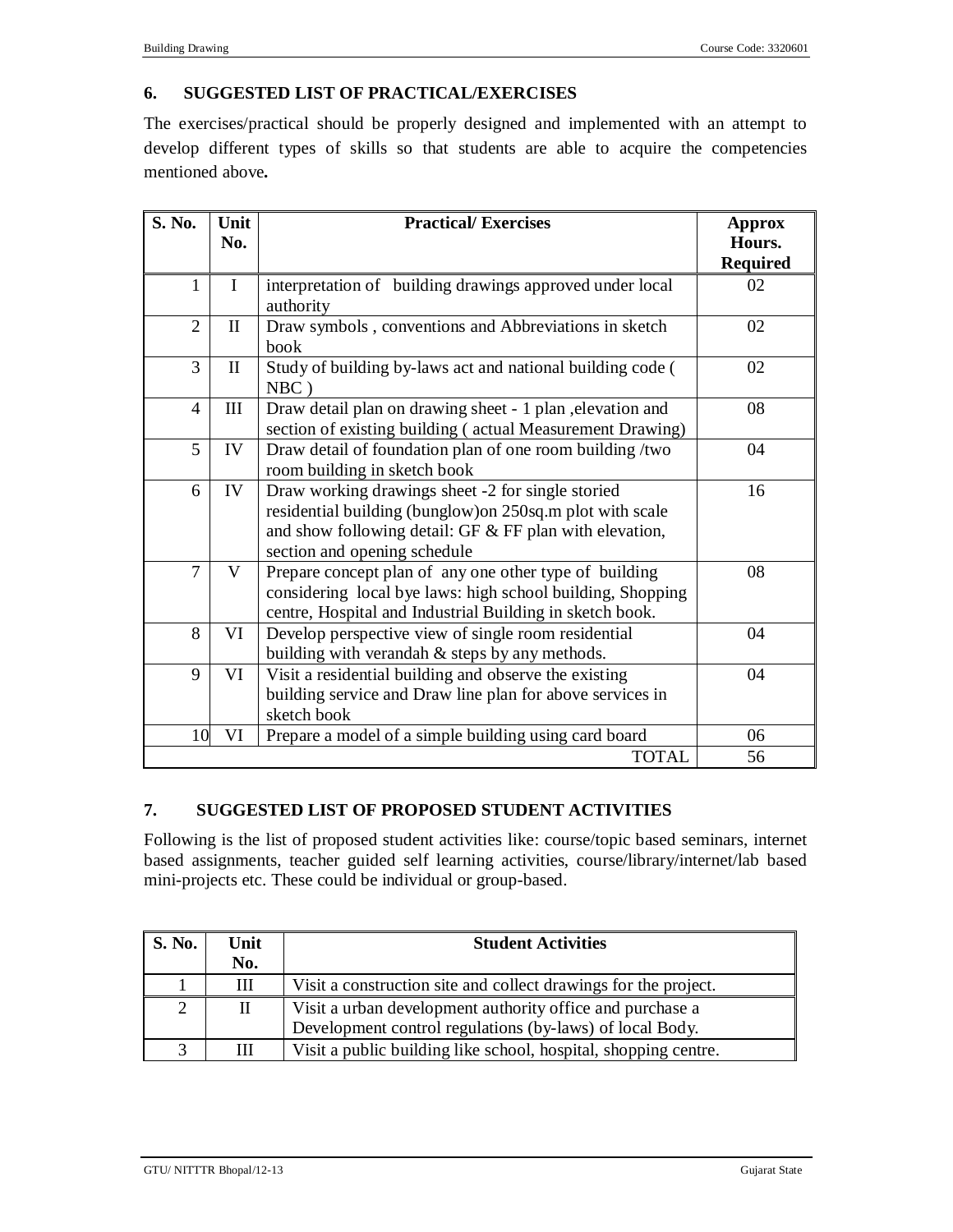## 6. SUGGESTED LIST OF PRACTICAL/EXERCISES

The exercises/practical should be properly designed and implemented with an attempt to develop different types of skills so that students are able to acquire the competencies mentioned above**.**

| S. No. | Unit No. | Practical/ Exercises | Approx Hours. Required |
|---|---|---|---|
| 1 | I | interpretation of building drawings approved under local authority | 02 |
| 2 | II | Draw symbols , conventions and Abbreviations in sketch book | 02 |
| 3 | II | Study of building by-laws act and national building code ( NBC ) | 02 |
| 4 | III | Draw detail plan on drawing sheet - 1 plan ,elevation and section of existing building ( actual Measurement Drawing) | 08 |
| 5 | IV | Draw detail of foundation plan of one room building /two room building in sketch book | 04 |
| 6 | IV | Draw working drawings sheet -2 for single storied residential building (bunglow)on 250sq.m plot with scale and show following detail: GF & FF plan with elevation, section and opening schedule | 16 |
| 7 | V | Prepare concept plan of any one other type of building considering local bye laws: high school building, Shopping centre, Hospital and Industrial Building in sketch book. | 08 |
| 8 | VI | Develop perspective view of single room residential building with verandah & steps by any methods. | 04 |
| 9 | VI | Visit a residential building and observe the existing building service and Draw line plan for above services in sketch book | 04 |
| 10 | VI | Prepare a model of a simple building using card board | 06 |
| | | TOTAL | 56 |

## 7. SUGGESTED LIST OF PROPOSED STUDENT ACTIVITIES

Following is the list of proposed student activities like: course/topic based seminars, internet based assignments, teacher guided self learning activities, course/library/internet/lab based mini-projects etc. These could be individual or group-based.

| S. No. | Unit No. | Student Activities |
|---|---|---|
| 1 | III | Visit a construction site and collect drawings for the project. |
| 2 | II | Visit a urban development authority office and purchase a Development control regulations (by-laws) of local Body. |
| 3 | III | Visit a public building like school, hospital, shopping centre. |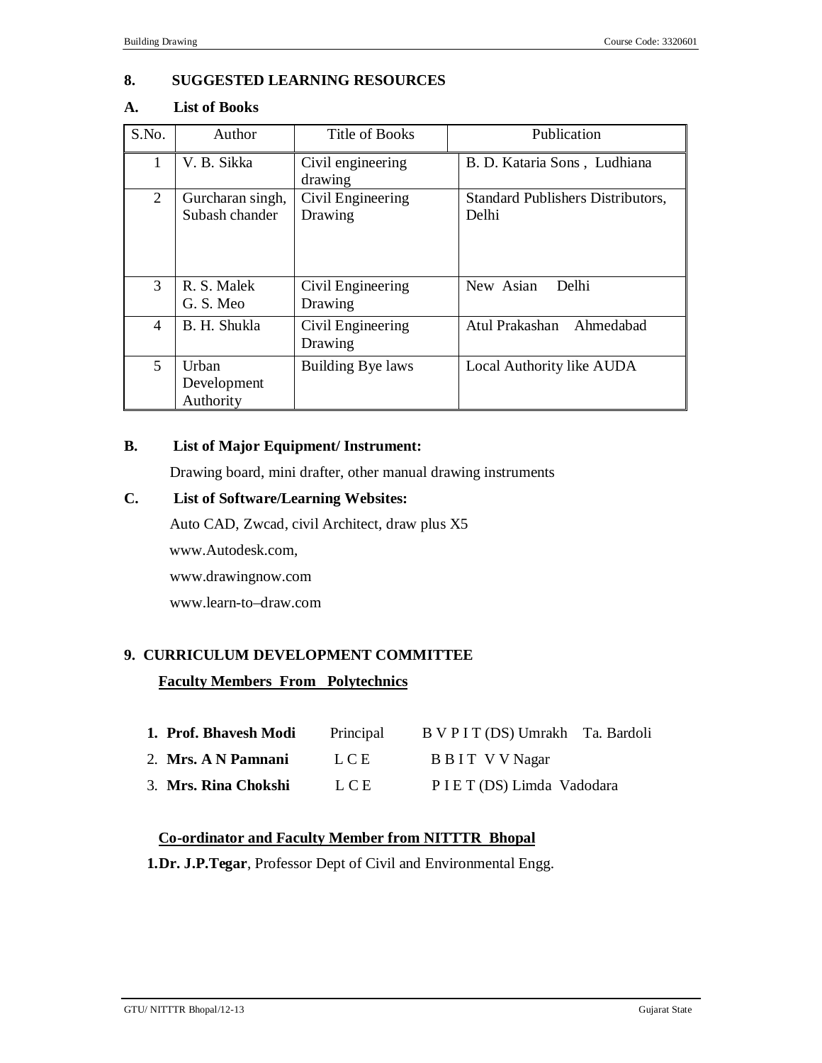## 8. SUGGESTED LEARNING RESOURCES

### A. List of Books

| S.No. | Author | Title of Books | Publication |
|---|---|---|---|
| 1 | V. B. Sikka | Civil engineering drawing | B. D. Kataria Sons , Ludhiana |
| 2 | Gurcharan singh, Subash chander | Civil Engineering Drawing | Standard Publishers Distributors, Delhi |
| 3 | R. S. Malek G. S. Meo | Civil Engineering Drawing | New Asian Delhi |
| 4 | B. H. Shukla | Civil Engineering Drawing | Atul Prakashan Ahmedabad |
| 5 | Urban Development Authority | Building Bye laws | Local Authority like AUDA |

### B. List of Major Equipment/ Instrument:

Drawing board, mini drafter, other manual drawing instruments

### C. List of Software/Learning Websites:

Auto CAD, Zwcad, civil Architect, draw plus X5

www.Autodesk.com,

www.drawingnow.com

www.learn-to–draw.com

## 9. CURRICULUM DEVELOPMENT COMMITTEE

**Faculty Members From Polytechnics**

1. **Prof. Bhavesh Modi** Principal B V P I T (DS) Umrakh Ta. Bardoli
2. **Mrs. A N Pamnani** L C E B B I T V V Nagar
3. **Mrs. Rina Chokshi** L C E P I E T (DS) Limda Vadodara

**Co-ordinator and Faculty Member from NITTTR Bhopal**

1. **Dr. J.P.Tegar**, Professor Dept of Civil and Environmental Engg.